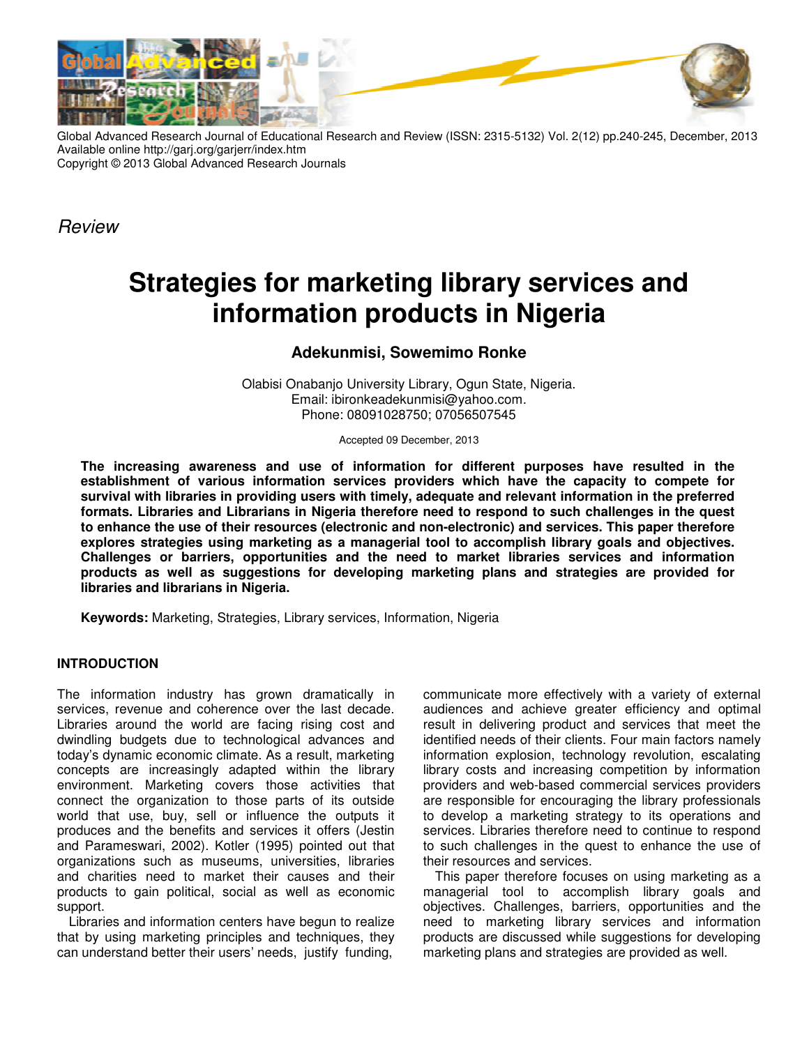Global Advanced Research Journal of Educational Research and Review (ISSN: 2315-5132) Vol. 2(12) pp.240-245, December, 2013
Available online http://garj.org/garjerr/index.htm
Copyright © 2013 Global Advanced Research Journals

*Review*

# Strategies for marketing library services and information products in Nigeria

**Adekunmisi, Sowemimo Ronke**

Olabisi Onabanjo University Library, Ogun State, Nigeria.
Email: ibironkeadekunmisi@yahoo.com.
Phone: 08091028750; 07056507545

Accepted 09 December, 2013

**The increasing awareness and use of information for different purposes have resulted in the establishment of various information services providers which have the capacity to compete for survival with libraries in providing users with timely, adequate and relevant information in the preferred formats. Libraries and Librarians in Nigeria therefore need to respond to such challenges in the quest to enhance the use of their resources (electronic and non-electronic) and services. This paper therefore explores strategies using marketing as a managerial tool to accomplish library goals and objectives. Challenges or barriers, opportunities and the need to market libraries services and information products as well as suggestions for developing marketing plans and strategies are provided for libraries and librarians in Nigeria.**

**Keywords:** Marketing, Strategies, Library services, Information, Nigeria

## INTRODUCTION

The information industry has grown dramatically in services, revenue and coherence over the last decade. Libraries around the world are facing rising cost and dwindling budgets due to technological advances and today's dynamic economic climate. As a result, marketing concepts are increasingly adapted within the library environment. Marketing covers those activities that connect the organization to those parts of its outside world that use, buy, sell or influence the outputs it produces and the benefits and services it offers (Jestin and Parameswari, 2002). Kotler (1995) pointed out that organizations such as museums, universities, libraries and charities need to market their causes and their products to gain political, social as well as economic support.

Libraries and information centers have begun to realize that by using marketing principles and techniques, they can understand better their users' needs, justify funding, communicate more effectively with a variety of external audiences and achieve greater efficiency and optimal result in delivering product and services that meet the identified needs of their clients. Four main factors namely information explosion, technology revolution, escalating library costs and increasing competition by information providers and web-based commercial services providers are responsible for encouraging the library professionals to develop a marketing strategy to its operations and services. Libraries therefore need to continue to respond to such challenges in the quest to enhance the use of their resources and services.

This paper therefore focuses on using marketing as a managerial tool to accomplish library goals and objectives. Challenges, barriers, opportunities and the need to marketing library services and information products are discussed while suggestions for developing marketing plans and strategies are provided as well.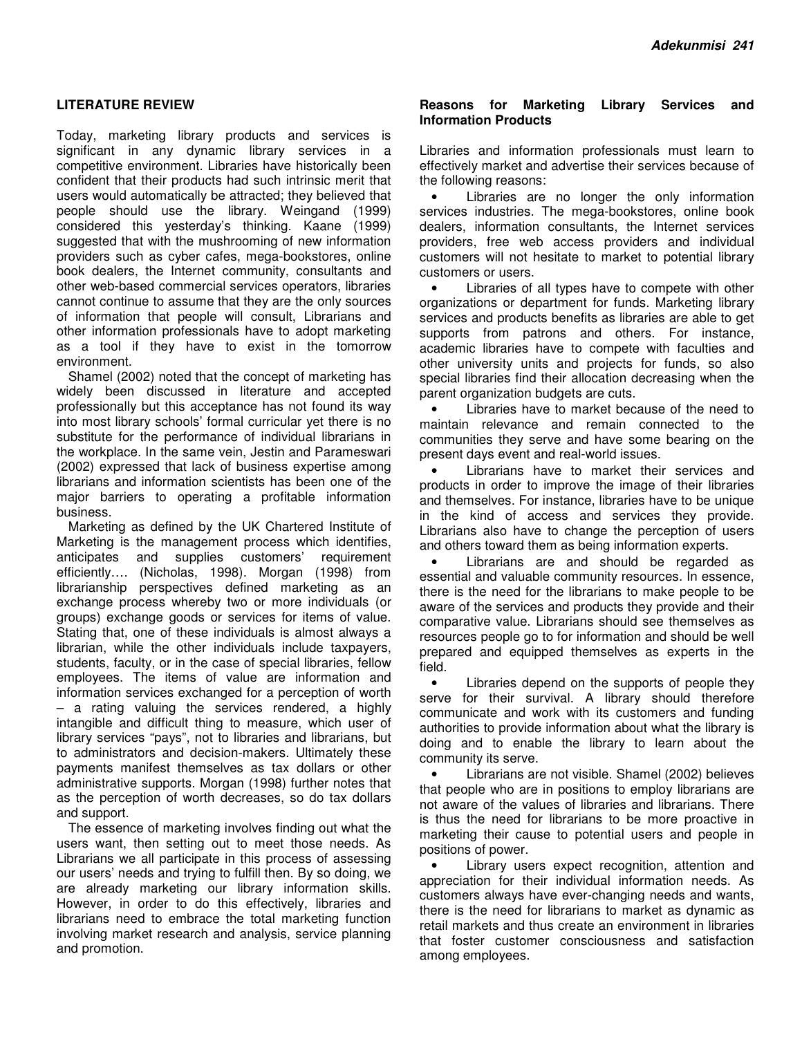## LITERATURE REVIEW

Today, marketing library products and services is significant in any dynamic library services in a competitive environment. Libraries have historically been confident that their products had such intrinsic merit that users would automatically be attracted; they believed that people should use the library. Weingand (1999) considered this yesterday's thinking. Kaane (1999) suggested that with the mushrooming of new information providers such as cyber cafes, mega-bookstores, online book dealers, the Internet community, consultants and other web-based commercial services operators, libraries cannot continue to assume that they are the only sources of information that people will consult, Librarians and other information professionals have to adopt marketing as a tool if they have to exist in the tomorrow environment.

Shamel (2002) noted that the concept of marketing has widely been discussed in literature and accepted professionally but this acceptance has not found its way into most library schools' formal curricular yet there is no substitute for the performance of individual librarians in the workplace. In the same vein, Jestin and Parameswari (2002) expressed that lack of business expertise among librarians and information scientists has been one of the major barriers to operating a profitable information business.

Marketing as defined by the UK Chartered Institute of Marketing is the management process which identifies, anticipates and supplies customers' requirement efficiently…. (Nicholas, 1998). Morgan (1998) from librarianship perspectives defined marketing as an exchange process whereby two or more individuals (or groups) exchange goods or services for items of value. Stating that, one of these individuals is almost always a librarian, while the other individuals include taxpayers, students, faculty, or in the case of special libraries, fellow employees. The items of value are information and information services exchanged for a perception of worth – a rating valuing the services rendered, a highly intangible and difficult thing to measure, which user of library services "pays", not to libraries and librarians, but to administrators and decision-makers. Ultimately these payments manifest themselves as tax dollars or other administrative supports. Morgan (1998) further notes that as the perception of worth decreases, so do tax dollars and support.

The essence of marketing involves finding out what the users want, then setting out to meet those needs. As Librarians we all participate in this process of assessing our users' needs and trying to fulfill then. By so doing, we are already marketing our library information skills. However, in order to do this effectively, libraries and librarians need to embrace the total marketing function involving market research and analysis, service planning and promotion.

### Reasons for Marketing Library Services and Information Products

Libraries and information professionals must learn to effectively market and advertise their services because of the following reasons:

- Libraries are no longer the only information services industries. The mega-bookstores, online book dealers, information consultants, the Internet services providers, free web access providers and individual customers will not hesitate to market to potential library customers or users.
- Libraries of all types have to compete with other organizations or department for funds. Marketing library services and products benefits as libraries are able to get supports from patrons and others. For instance, academic libraries have to compete with faculties and other university units and projects for funds, so also special libraries find their allocation decreasing when the parent organization budgets are cuts.
- Libraries have to market because of the need to maintain relevance and remain connected to the communities they serve and have some bearing on the present days event and real-world issues.
- Librarians have to market their services and products in order to improve the image of their libraries and themselves. For instance, libraries have to be unique in the kind of access and services they provide. Librarians also have to change the perception of users and others toward them as being information experts.
- Librarians are and should be regarded as essential and valuable community resources. In essence, there is the need for the librarians to make people to be aware of the services and products they provide and their comparative value. Librarians should see themselves as resources people go to for information and should be well prepared and equipped themselves as experts in the field.
- Libraries depend on the supports of people they serve for their survival. A library should therefore communicate and work with its customers and funding authorities to provide information about what the library is doing and to enable the library to learn about the community its serve.
- Librarians are not visible. Shamel (2002) believes that people who are in positions to employ librarians are not aware of the values of libraries and librarians. There is thus the need for librarians to be more proactive in marketing their cause to potential users and people in positions of power.
- Library users expect recognition, attention and appreciation for their individual information needs. As customers always have ever-changing needs and wants, there is the need for librarians to market as dynamic as retail markets and thus create an environment in libraries that foster customer consciousness and satisfaction among employees.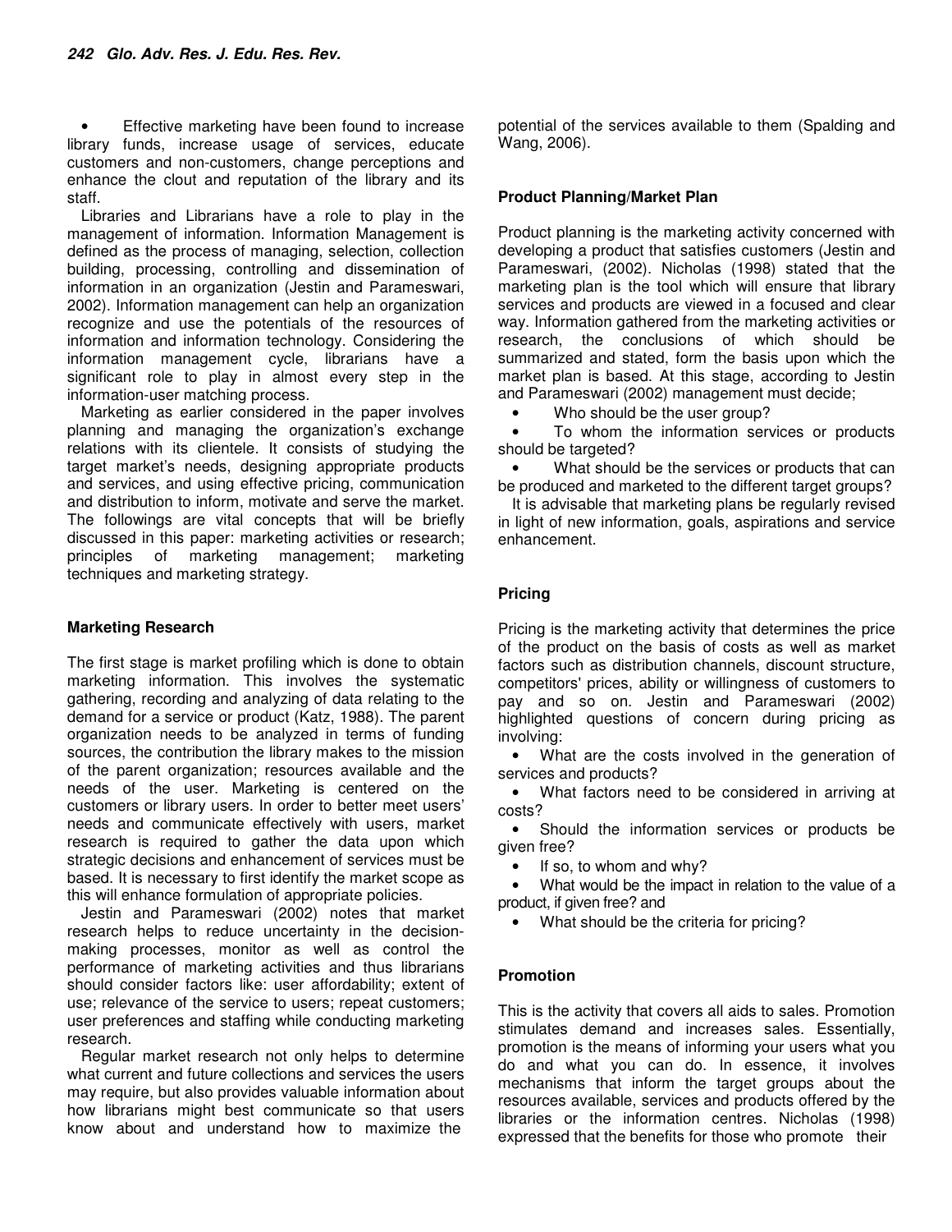- Effective marketing have been found to increase library funds, increase usage of services, educate customers and non-customers, change perceptions and enhance the clout and reputation of the library and its staff.

Libraries and Librarians have a role to play in the management of information. Information Management is defined as the process of managing, selection, collection building, processing, controlling and dissemination of information in an organization (Jestin and Parameswari, 2002). Information management can help an organization recognize and use the potentials of the resources of information and information technology. Considering the information management cycle, librarians have a significant role to play in almost every step in the information-user matching process.

Marketing as earlier considered in the paper involves planning and managing the organization's exchange relations with its clientele. It consists of studying the target market's needs, designing appropriate products and services, and using effective pricing, communication and distribution to inform, motivate and serve the market. The followings are vital concepts that will be briefly discussed in this paper: marketing activities or research; principles of marketing management; marketing techniques and marketing strategy.

**Marketing Research**

The first stage is market profiling which is done to obtain marketing information. This involves the systematic gathering, recording and analyzing of data relating to the demand for a service or product (Katz, 1988). The parent organization needs to be analyzed in terms of funding sources, the contribution the library makes to the mission of the parent organization; resources available and the needs of the user. Marketing is centered on the customers or library users. In order to better meet users' needs and communicate effectively with users, market research is required to gather the data upon which strategic decisions and enhancement of services must be based. It is necessary to first identify the market scope as this will enhance formulation of appropriate policies.

Jestin and Parameswari (2002) notes that market research helps to reduce uncertainty in the decision-making processes, monitor as well as control the performance of marketing activities and thus librarians should consider factors like: user affordability; extent of use; relevance of the service to users; repeat customers; user preferences and staffing while conducting marketing research.

Regular market research not only helps to determine what current and future collections and services the users may require, but also provides valuable information about how librarians might best communicate so that users know about and understand how to maximize the potential of the services available to them (Spalding and Wang, 2006).

**Product Planning/Market Plan**

Product planning is the marketing activity concerned with developing a product that satisfies customers (Jestin and Parameswari, (2002). Nicholas (1998) stated that the marketing plan is the tool which will ensure that library services and products are viewed in a focused and clear way. Information gathered from the marketing activities or research, the conclusions of which should be summarized and stated, form the basis upon which the market plan is based. At this stage, according to Jestin and Parameswari (2002) management must decide;

- Who should be the user group?
- To whom the information services or products should be targeted?
- What should be the services or products that can be produced and marketed to the different target groups?

It is advisable that marketing plans be regularly revised in light of new information, goals, aspirations and service enhancement.

**Pricing**

Pricing is the marketing activity that determines the price of the product on the basis of costs as well as market factors such as distribution channels, discount structure, competitors' prices, ability or willingness of customers to pay and so on. Jestin and Parameswari (2002) highlighted questions of concern during pricing as involving:

- What are the costs involved in the generation of services and products?
- What factors need to be considered in arriving at costs?
- Should the information services or products be given free?
- If so, to whom and why?
- What would be the impact in relation to the value of a product, if given free? and
- What should be the criteria for pricing?

**Promotion**

This is the activity that covers all aids to sales. Promotion stimulates demand and increases sales. Essentially, promotion is the means of informing your users what you do and what you can do. In essence, it involves mechanisms that inform the target groups about the resources available, services and products offered by the libraries or the information centres. Nicholas (1998) expressed that the benefits for those who promote their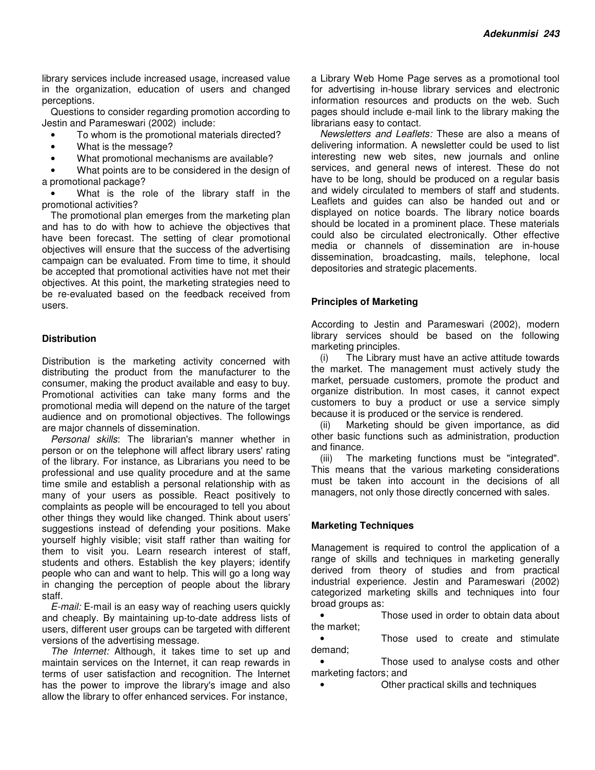library services include increased usage, increased value in the organization, education of users and changed perceptions.

Questions to consider regarding promotion according to Jestin and Parameswari (2002) include:

- To whom is the promotional materials directed?
- What is the message?
- What promotional mechanisms are available?
- What points are to be considered in the design of a promotional package?
- What is the role of the library staff in the promotional activities?

The promotional plan emerges from the marketing plan and has to do with how to achieve the objectives that have been forecast. The setting of clear promotional objectives will ensure that the success of the advertising campaign can be evaluated. From time to time, it should be accepted that promotional activities have not met their objectives. At this point, the marketing strategies need to be re-evaluated based on the feedback received from users.

**Distribution**

Distribution is the marketing activity concerned with distributing the product from the manufacturer to the consumer, making the product available and easy to buy. Promotional activities can take many forms and the promotional media will depend on the nature of the target audience and on promotional objectives. The followings are major channels of dissemination.

*Personal skills*: The librarian's manner whether in person or on the telephone will affect library users' rating of the library. For instance, as Librarians you need to be professional and use quality procedure and at the same time smile and establish a personal relationship with as many of your users as possible. React positively to complaints as people will be encouraged to tell you about other things they would like changed. Think about users' suggestions instead of defending your positions. Make yourself highly visible; visit staff rather than waiting for them to visit you. Learn research interest of staff, students and others. Establish the key players; identify people who can and want to help. This will go a long way in changing the perception of people about the library staff.

*E-mail:* E-mail is an easy way of reaching users quickly and cheaply. By maintaining up-to-date address lists of users, different user groups can be targeted with different versions of the advertising message.

*The Internet:* Although, it takes time to set up and maintain services on the Internet, it can reap rewards in terms of user satisfaction and recognition. The Internet has the power to improve the library's image and also allow the library to offer enhanced services. For instance, a Library Web Home Page serves as a promotional tool for advertising in-house library services and electronic information resources and products on the web. Such pages should include e-mail link to the library making the librarians easy to contact.

*Newsletters and Leaflets:* These are also a means of delivering information. A newsletter could be used to list interesting new web sites, new journals and online services, and general news of interest. These do not have to be long, should be produced on a regular basis and widely circulated to members of staff and students. Leaflets and guides can also be handed out and or displayed on notice boards. The library notice boards should be located in a prominent place. These materials could also be circulated electronically. Other effective media or channels of dissemination are in-house dissemination, broadcasting, mails, telephone, local depositories and strategic placements.

**Principles of Marketing**

According to Jestin and Parameswari (2002), modern library services should be based on the following marketing principles.

(i) The Library must have an active attitude towards the market. The management must actively study the market, persuade customers, promote the product and organize distribution. In most cases, it cannot expect customers to buy a product or use a service simply because it is produced or the service is rendered.

(ii) Marketing should be given importance, as did other basic functions such as administration, production and finance.

(iii) The marketing functions must be "integrated". This means that the various marketing considerations must be taken into account in the decisions of all managers, not only those directly concerned with sales.

**Marketing Techniques**

Management is required to control the application of a range of skills and techniques in marketing generally derived from theory of studies and from practical industrial experience. Jestin and Parameswari (2002) categorized marketing skills and techniques into four broad groups as:

- Those used in order to obtain data about the market;
- Those used to create and stimulate demand;
- Those used to analyse costs and other marketing factors; and
- Other practical skills and techniques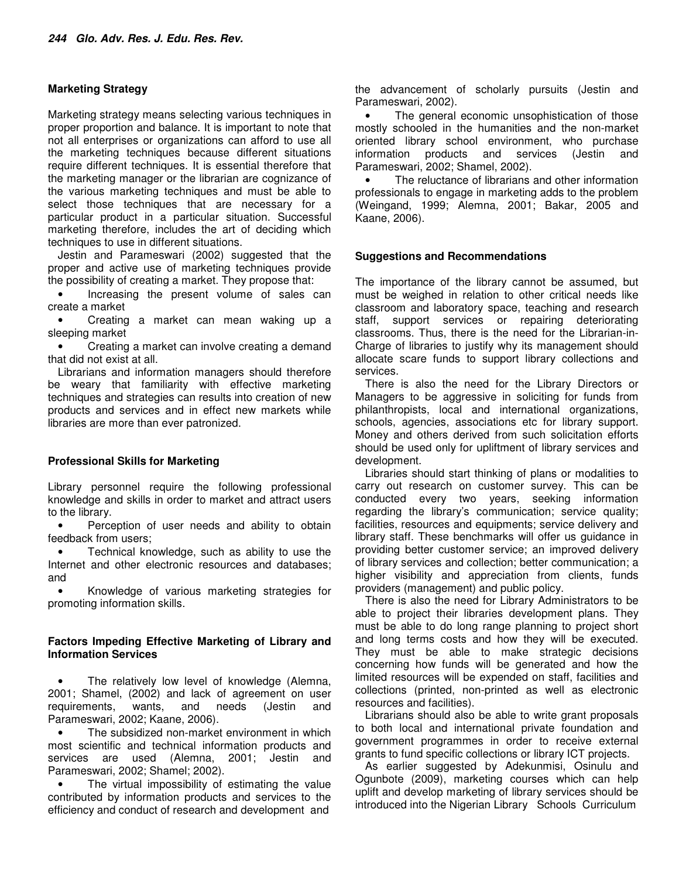## Marketing Strategy

Marketing strategy means selecting various techniques in proper proportion and balance. It is important to note that not all enterprises or organizations can afford to use all the marketing techniques because different situations require different techniques. It is essential therefore that the marketing manager or the librarian are cognizance of the various marketing techniques and must be able to select those techniques that are necessary for a particular product in a particular situation. Successful marketing therefore, includes the art of deciding which techniques to use in different situations.

Jestin and Parameswari (2002) suggested that the proper and active use of marketing techniques provide the possibility of creating a market. They propose that:

- Increasing the present volume of sales can create a market
- Creating a market can mean waking up a sleeping market
- Creating a market can involve creating a demand that did not exist at all.

Librarians and information managers should therefore be weary that familiarity with effective marketing techniques and strategies can results into creation of new products and services and in effect new markets while libraries are more than ever patronized.

## Professional Skills for Marketing

Library personnel require the following professional knowledge and skills in order to market and attract users to the library.

- Perception of user needs and ability to obtain feedback from users;
- Technical knowledge, such as ability to use the Internet and other electronic resources and databases; and
- Knowledge of various marketing strategies for promoting information skills.

## Factors Impeding Effective Marketing of Library and Information Services

- The relatively low level of knowledge (Alemna, 2001; Shamel, (2002) and lack of agreement on user requirements, wants, and needs (Jestin and Parameswari, 2002; Kaane, 2006).
- The subsidized non-market environment in which most scientific and technical information products and services are used (Alemna, 2001; Jestin and Parameswari, 2002; Shamel; 2002).
- The virtual impossibility of estimating the value contributed by information products and services to the efficiency and conduct of research and development and the advancement of scholarly pursuits (Jestin and Parameswari, 2002).
- The general economic unsophistication of those mostly schooled in the humanities and the non-market oriented library school environment, who purchase information products and services (Jestin and Parameswari, 2002; Shamel, 2002).
- The reluctance of librarians and other information professionals to engage in marketing adds to the problem (Weingand, 1999; Alemna, 2001; Bakar, 2005 and Kaane, 2006).

## Suggestions and Recommendations

The importance of the library cannot be assumed, but must be weighed in relation to other critical needs like classroom and laboratory space, teaching and research staff, support services or repairing deteriorating classrooms. Thus, there is the need for the Librarian-in-Charge of libraries to justify why its management should allocate scare funds to support library collections and services.

There is also the need for the Library Directors or Managers to be aggressive in soliciting for funds from philanthropists, local and international organizations, schools, agencies, associations etc for library support. Money and others derived from such solicitation efforts should be used only for upliftment of library services and development.

Libraries should start thinking of plans or modalities to carry out research on customer survey. This can be conducted every two years, seeking information regarding the library's communication; service quality; facilities, resources and equipments; service delivery and library staff. These benchmarks will offer us guidance in providing better customer service; an improved delivery of library services and collection; better communication; a higher visibility and appreciation from clients, funds providers (management) and public policy.

There is also the need for Library Administrators to be able to project their libraries development plans. They must be able to do long range planning to project short and long terms costs and how they will be executed. They must be able to make strategic decisions concerning how funds will be generated and how the limited resources will be expended on staff, facilities and collections (printed, non-printed as well as electronic resources and facilities).

Librarians should also be able to write grant proposals to both local and international private foundation and government programmes in order to receive external grants to fund specific collections or library ICT projects.

As earlier suggested by Adekunmisi, Osinulu and Ogunbote (2009), marketing courses which can help uplift and develop marketing of library services should be introduced into the Nigerian Library Schools Curriculum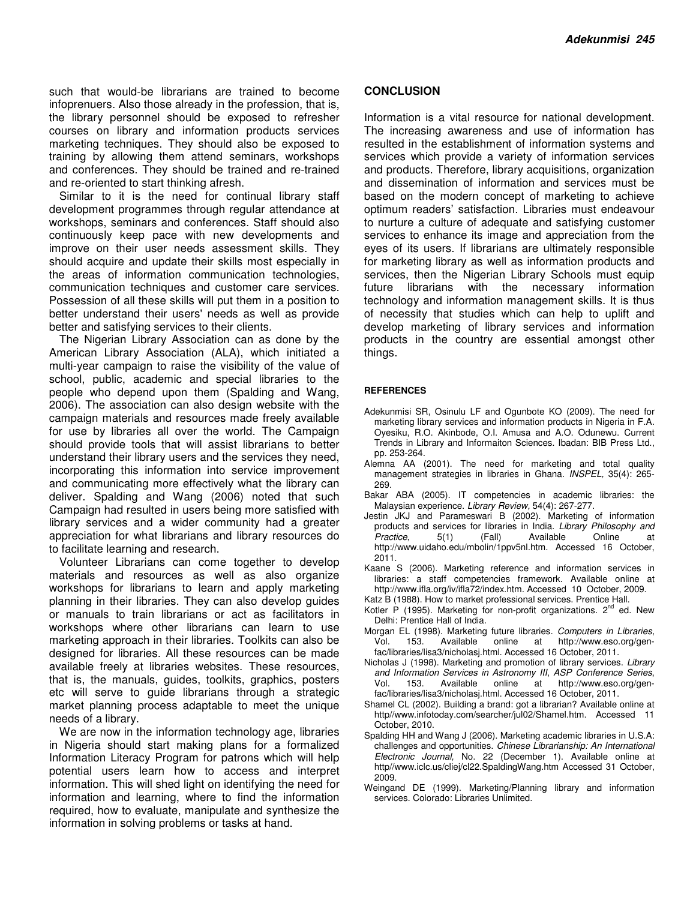such that would-be librarians are trained to become infoprenuers. Also those already in the profession, that is, the library personnel should be exposed to refresher courses on library and information products services marketing techniques. They should also be exposed to training by allowing them attend seminars, workshops and conferences. They should be trained and re-trained and re-oriented to start thinking afresh.

Similar to it is the need for continual library staff development programmes through regular attendance at workshops, seminars and conferences. Staff should also continuously keep pace with new developments and improve on their user needs assessment skills. They should acquire and update their skills most especially in the areas of information communication technologies, communication techniques and customer care services. Possession of all these skills will put them in a position to better understand their users' needs as well as provide better and satisfying services to their clients.

The Nigerian Library Association can as done by the American Library Association (ALA), which initiated a multi-year campaign to raise the visibility of the value of school, public, academic and special libraries to the people who depend upon them (Spalding and Wang, 2006). The association can also design website with the campaign materials and resources made freely available for use by libraries all over the world. The Campaign should provide tools that will assist librarians to better understand their library users and the services they need, incorporating this information into service improvement and communicating more effectively what the library can deliver. Spalding and Wang (2006) noted that such Campaign had resulted in users being more satisfied with library services and a wider community had a greater appreciation for what librarians and library resources do to facilitate learning and research.

Volunteer Librarians can come together to develop materials and resources as well as also organize workshops for librarians to learn and apply marketing planning in their libraries. They can also develop guides or manuals to train librarians or act as facilitators in workshops where other librarians can learn to use marketing approach in their libraries. Toolkits can also be designed for libraries. All these resources can be made available freely at libraries websites. These resources, that is, the manuals, guides, toolkits, graphics, posters etc will serve to guide librarians through a strategic market planning process adaptable to meet the unique needs of a library.

We are now in the information technology age, libraries in Nigeria should start making plans for a formalized Information Literacy Program for patrons which will help potential users learn how to access and interpret information. This will shed light on identifying the need for information and learning, where to find the information required, how to evaluate, manipulate and synthesize the information in solving problems or tasks at hand.

## CONCLUSION

Information is a vital resource for national development. The increasing awareness and use of information has resulted in the establishment of information systems and services which provide a variety of information services and products. Therefore, library acquisitions, organization and dissemination of information and services must be based on the modern concept of marketing to achieve optimum readers' satisfaction. Libraries must endeavour to nurture a culture of adequate and satisfying customer services to enhance its image and appreciation from the eyes of its users. If librarians are ultimately responsible for marketing library as well as information products and services, then the Nigerian Library Schools must equip future librarians with the necessary information technology and information management skills. It is thus of necessity that studies which can help to uplift and develop marketing of library services and information products in the country are essential amongst other things.

### REFERENCES

Adekunmisi SR, Osinulu LF and Ogunbote KO (2009). The need for marketing library services and information products in Nigeria in F.A. Oyesiku, R.O. Akinbode, O.I. Amusa and A.O. Odunewu. Current Trends in Library and Informaiton Sciences. Ibadan: BIB Press Ltd., pp. 253-264.

Alemna AA (2001). The need for marketing and total quality management strategies in libraries in Ghana. *INSPEL,* 35(4): 265-269.

Bakar ABA (2005). IT competencies in academic libraries: the Malaysian experience. *Library Review,* 54(4): 267-277.

Jestin JKJ and Parameswari B (2002). Marketing of information products and services for libraries in India. *Library Philosophy and Practice*, 5(1) (Fall) Available Online at http://www.uidaho.edu/mbolin/1ppv5nl.htm. Accessed 16 October, 2011.

Kaane S (2006). Marketing reference and information services in libraries: a staff competencies framework. Available online at http://www.ifla.org/iv/ifla72/index.htm. Accessed 10 October, 2009.

Katz B (1988). How to market professional services. Prentice Hall.

Kotler P (1995). Marketing for non-profit organizations. 2nd ed. New Delhi: Prentice Hall of India.

Morgan EL (1998). Marketing future libraries. *Computers in Libraries*, Vol. 153. Available online at http://www.eso.org/gen-fac/libraries/lisa3/nicholasj.html. Accessed 16 October, 2011.

Nicholas J (1998). Marketing and promotion of library services. *Library and Information Services in Astronomy III*, *ASP Conference Series*, Vol. 153. Available online at http://www.eso.org/gen-fac/libraries/lisa3/nicholasj.html. Accessed 16 October, 2011.

Shamel CL (2002). Building a brand: got a librarian? Available online at http//www.infotoday.com/searcher/jul02/Shamel.htm. Accessed 11 October, 2010.

Spalding HH and Wang J (2006). Marketing academic libraries in U.S.A: challenges and opportunities. *Chinese Librarianship: An International Electronic Journal,* No. 22 (December 1). Available online at http//www.iclc.us/cliej/cl22.SpaldingWang.htm Accessed 31 October, 2009.

Weingand DE (1999). Marketing/Planning library and information services. Colorado: Libraries Unlimited.